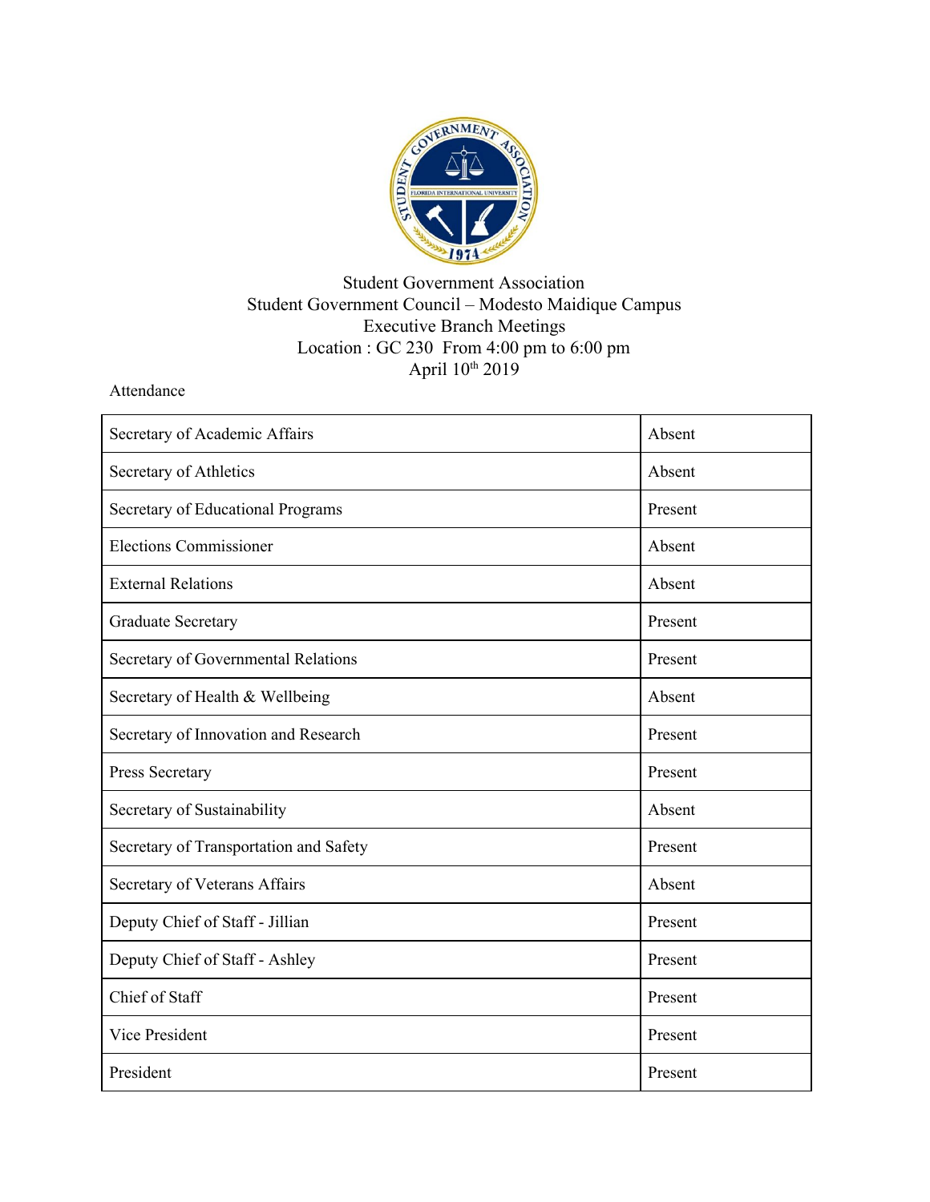Student Government Association
Student Government Council – Modesto Maidique Campus
Executive Branch Meetings
Location : GC 230 From 4:00 pm to 6:00 pm
April 10th 2019

Attendance

| | |
|---|---|
| Secretary of Academic Affairs | Absent |
| Secretary of Athletics | Absent |
| Secretary of Educational Programs | Present |
| Elections Commissioner | Absent |
| External Relations | Absent |
| Graduate Secretary | Present |
| Secretary of Governmental Relations | Present |
| Secretary of Health & Wellbeing | Absent |
| Secretary of Innovation and Research | Present |
| Press Secretary | Present |
| Secretary of Sustainability | Absent |
| Secretary of Transportation and Safety | Present |
| Secretary of Veterans Affairs | Absent |
| Deputy Chief of Staff - Jillian | Present |
| Deputy Chief of Staff - Ashley | Present |
| Chief of Staff | Present |
| Vice President | Present |
| President | Present |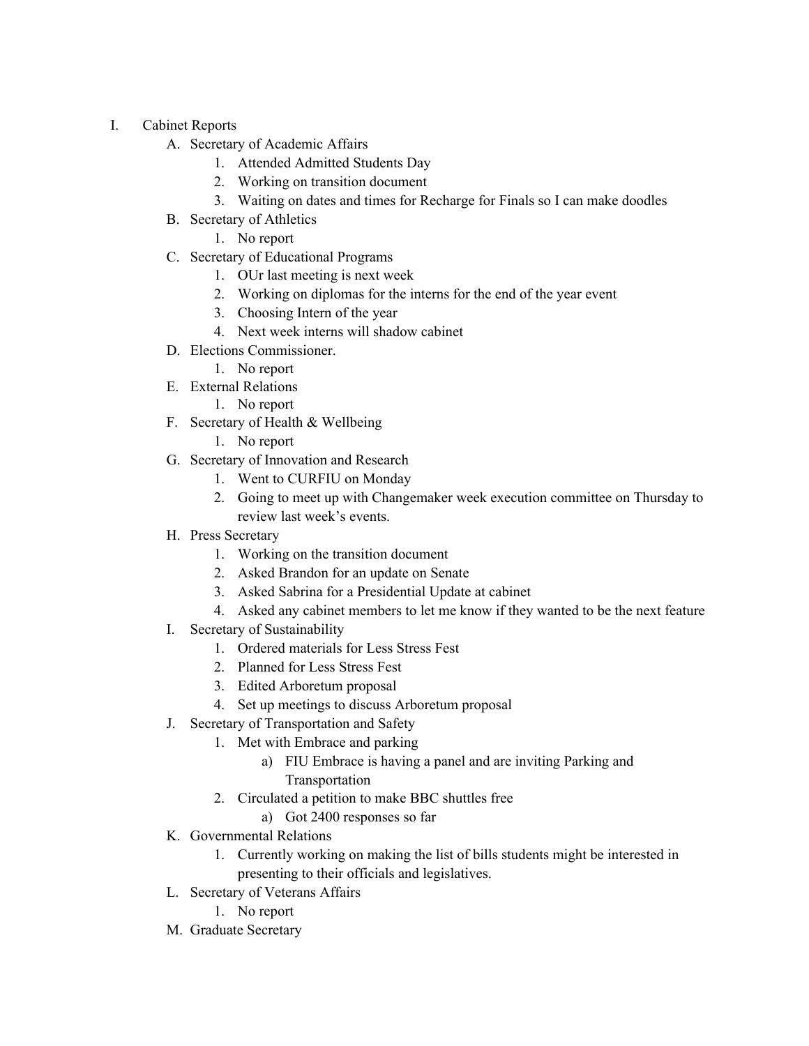I. Cabinet Reports
   A. Secretary of Academic Affairs
      1. Attended Admitted Students Day
      2. Working on transition document
      3. Waiting on dates and times for Recharge for Finals so I can make doodles
   B. Secretary of Athletics
      1. No report
   C. Secretary of Educational Programs
      1. OUr last meeting is next week
      2. Working on diplomas for the interns for the end of the year event
      3. Choosing Intern of the year
      4. Next week interns will shadow cabinet
   D. Elections Commissioner.
      1. No report
   E. External Relations
      1. No report
   F. Secretary of Health & Wellbeing
      1. No report
   G. Secretary of Innovation and Research
      1. Went to CURFIU on Monday
      2. Going to meet up with Changemaker week execution committee on Thursday to review last week's events.
   H. Press Secretary
      1. Working on the transition document
      2. Asked Brandon for an update on Senate
      3. Asked Sabrina for a Presidential Update at cabinet
      4. Asked any cabinet members to let me know if they wanted to be the next feature
   I. Secretary of Sustainability
      1. Ordered materials for Less Stress Fest
      2. Planned for Less Stress Fest
      3. Edited Arboretum proposal
      4. Set up meetings to discuss Arboretum proposal
   J. Secretary of Transportation and Safety
      1. Met with Embrace and parking
         a) FIU Embrace is having a panel and are inviting Parking and Transportation
      2. Circulated a petition to make BBC shuttles free
         a) Got 2400 responses so far
   K. Governmental Relations
      1. Currently working on making the list of bills students might be interested in presenting to their officials and legislatives.
   L. Secretary of Veterans Affairs
      1. No report
   M. Graduate Secretary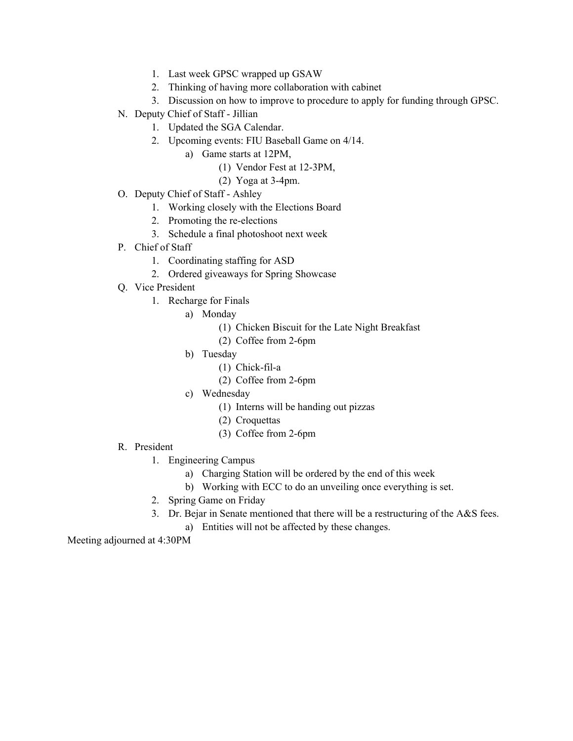1. Last week GPSC wrapped up GSAW
2. Thinking of having more collaboration with cabinet
3. Discussion on how to improve to procedure to apply for funding through GPSC.

N. Deputy Chief of Staff - Jillian
   1. Updated the SGA Calendar.
   2. Upcoming events: FIU Baseball Game on 4/14.
      a) Game starts at 12PM,
         (1) Vendor Fest at 12-3PM,
         (2) Yoga at 3-4pm.

O. Deputy Chief of Staff - Ashley
   1. Working closely with the Elections Board
   2. Promoting the re-elections
   3. Schedule a final photoshoot next week

P. Chief of Staff
   1. Coordinating staffing for ASD
   2. Ordered giveaways for Spring Showcase

Q. Vice President
   1. Recharge for Finals
      a) Monday
         (1) Chicken Biscuit for the Late Night Breakfast
         (2) Coffee from 2-6pm
      b) Tuesday
         (1) Chick-fil-a
         (2) Coffee from 2-6pm
      c) Wednesday
         (1) Interns will be handing out pizzas
         (2) Croquettas
         (3) Coffee from 2-6pm

R. President
   1. Engineering Campus
      a) Charging Station will be ordered by the end of this week
      b) Working with ECC to do an unveiling once everything is set.
   2. Spring Game on Friday
   3. Dr. Bejar in Senate mentioned that there will be a restructuring of the A&S fees.
      a) Entities will not be affected by these changes.

Meeting adjourned at 4:30PM